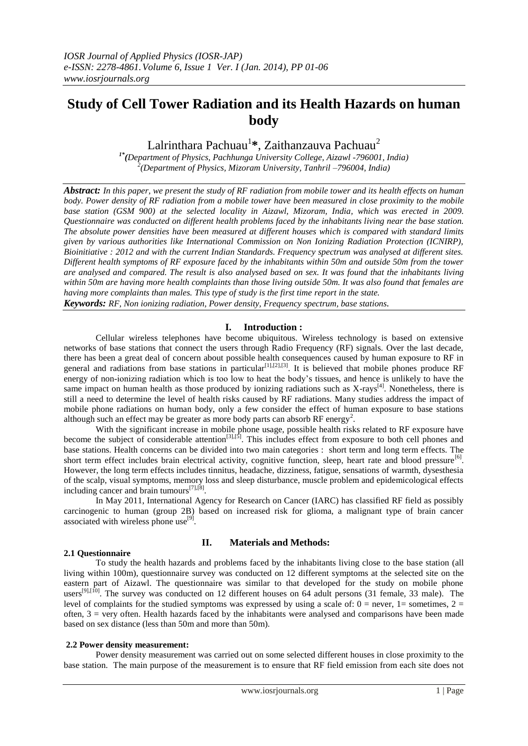# Study of Cell Tower Radiation and its Health Hazards on human body

Lalrinthara Pachuau[1]*, Zaithanzauva Pachuau[2]

[1*] *(Department of Physics, Pachhunga University College, Aizawl -796001, India)*
[2] *(Department of Physics, Mizoram University, Tanhril –796004, India)*

***Abstract:*** *In this paper, we present the study of RF radiation from mobile tower and its health effects on human body. Power density of RF radiation from a mobile tower have been measured in close proximity to the mobile base station (GSM 900) at the selected locality in Aizawl, Mizoram, India, which was erected in 2009. Questionnaire was conducted on different health problems faced by the inhabitants living near the base station. The absolute power densities have been measured at different houses which is compared with standard limits given by various authorities like International Commission on Non Ionizing Radiation Protection (ICNIRP), Bioinitiative : 2012 and with the current Indian Standards. Frequency spectrum was analysed at different sites. Different health symptoms of RF exposure faced by the inhabitants within 50m and outside 50m from the tower are analysed and compared. The result is also analysed based on sex. It was found that the inhabitants living within 50m are having more health complaints than those living outside 50m. It was also found that females are having more complaints than males. This type of study is the first time report in the state.*

***Keywords:*** *RF, Non ionizing radiation, Power density, Frequency spectrum, base stations.*

## I. Introduction :

Cellular wireless telephones have become ubiquitous. Wireless technology is based on extensive networks of base stations that connect the users through Radio Frequency (RF) signals. Over the last decade, there has been a great deal of concern about possible health consequences caused by human exposure to RF in general and radiations from base stations in particular[1],[2],[3]. It is believed that mobile phones produce RF energy of non-ionizing radiation which is too low to heat the body's tissues, and hence is unlikely to have the same impact on human health as those produced by ionizing radiations such as X-rays[4]. Nonetheless, there is still a need to determine the level of health risks caused by RF radiations. Many studies address the impact of mobile phone radiations on human body, only a few consider the effect of human exposure to base stations although such an effect may be greater as more body parts can absorb RF energy[2].

With the significant increase in mobile phone usage, possible health risks related to RF exposure have become the subject of considerable attention[3],[5]. This includes effect from exposure to both cell phones and base stations. Health concerns can be divided into two main categories : short term and long term effects. The short term effect includes brain electrical activity, cognitive function, sleep, heart rate and blood pressure[6]. However, the long term effects includes tinnitus, headache, dizziness, fatigue, sensations of warmth, dysesthesia of the scalp, visual symptoms, memory loss and sleep disturbance, muscle problem and epidemicological effects including cancer and brain tumours[7],[8].

In May 2011, International Agency for Research on Cancer (IARC) has classified RF field as possibly carcinogenic to human (group 2B) based on increased risk for glioma, a malignant type of brain cancer associated with wireless phone use[9].

## II. Materials and Methods:

### 2.1 Questionnaire

To study the health hazards and problems faced by the inhabitants living close to the base station (all living within 100m), questionnaire survey was conducted on 12 different symptoms at the selected site on the eastern part of Aizawl. The questionnaire was similar to that developed for the study on mobile phone users[9],[10]. The survey was conducted on 12 different houses on 64 adult persons (31 female, 33 male). The level of complaints for the studied symptoms was expressed by using a scale of: 0 = never, 1= sometimes, 2 = often, 3 = very often. Health hazards faced by the inhabitants were analysed and comparisons have been made based on sex distance (less than 50m and more than 50m).

### 2.2 Power density measurement:

Power density measurement was carried out on some selected different houses in close proximity to the base station. The main purpose of the measurement is to ensure that RF field emission from each site does not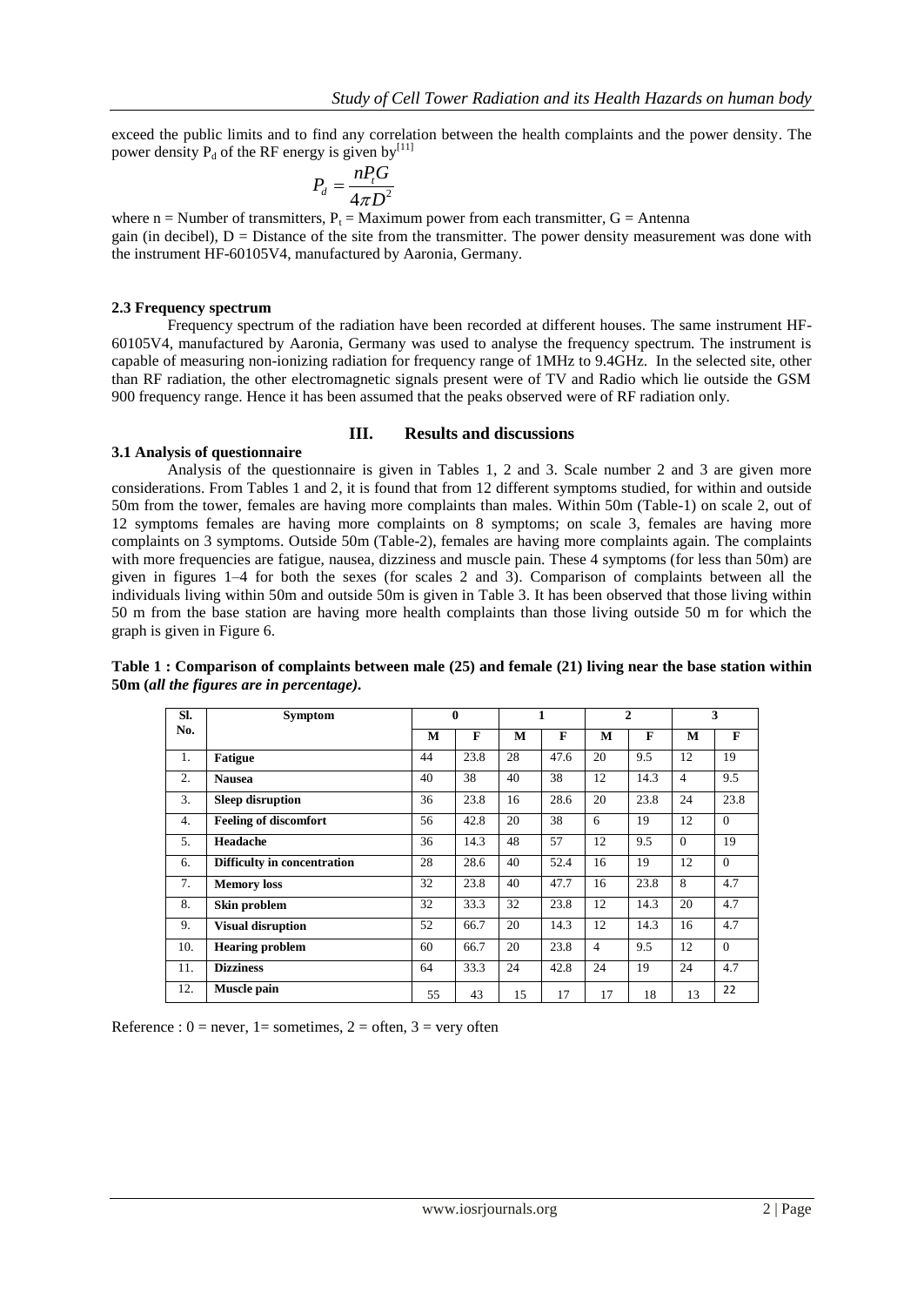exceed the public limits and to find any correlation between the health complaints and the power density. The power density $P_d$ of the RF energy is given by[11]

$$P_d = \frac{nP_tG}{4\pi D^2}$$

where n = Number of transmitters, $P_t$ = Maximum power from each transmitter, G = Antenna gain (in decibel), D = Distance of the site from the transmitter. The power density measurement was done with the instrument HF-60105V4, manufactured by Aaronia, Germany.

### 2.3 Frequency spectrum

Frequency spectrum of the radiation have been recorded at different houses. The same instrument HF-60105V4, manufactured by Aaronia, Germany was used to analyse the frequency spectrum. The instrument is capable of measuring non-ionizing radiation for frequency range of 1MHz to 9.4GHz. In the selected site, other than RF radiation, the other electromagnetic signals present were of TV and Radio which lie outside the GSM 900 frequency range. Hence it has been assumed that the peaks observed were of RF radiation only.

## III. Results and discussions

### 3.1 Analysis of questionnaire

Analysis of the questionnaire is given in Tables 1, 2 and 3. Scale number 2 and 3 are given more considerations. From Tables 1 and 2, it is found that from 12 different symptoms studied, for within and outside 50m from the tower, females are having more complaints than males. Within 50m (Table-1) on scale 2, out of 12 symptoms females are having more complaints on 8 symptoms; on scale 3, females are having more complaints on 3 symptoms. Outside 50m (Table-2), females are having more complaints again. The complaints with more frequencies are fatigue, nausea, dizziness and muscle pain. These 4 symptoms (for less than 50m) are given in figures 1–4 for both the sexes (for scales 2 and 3). Comparison of complaints between all the individuals living within 50m and outside 50m is given in Table 3. It has been observed that those living within 50 m from the base station are having more health complaints than those living outside 50 m for which the graph is given in Figure 6.

**Table 1 : Comparison of complaints between male (25) and female (21) living near the base station within 50m (*all the figures are in percentage*).**

| Sl. No. | Symptom | 0 | | 1 | | 2 | | 3 | |
|---|---|---|---|---|---|---|---|---|---|
| | | M | F | M | F | M | F | M | F |
| 1. | **Fatigue** | 44 | 23.8 | 28 | 47.6 | 20 | 9.5 | 12 | 19 |
| 2. | **Nausea** | 40 | 38 | 40 | 38 | 12 | 14.3 | 4 | 9.5 |
| 3. | **Sleep disruption** | 36 | 23.8 | 16 | 28.6 | 20 | 23.8 | 24 | 23.8 |
| 4. | **Feeling of discomfort** | 56 | 42.8 | 20 | 38 | 6 | 19 | 12 | 0 |
| 5. | **Headache** | 36 | 14.3 | 48 | 57 | 12 | 9.5 | 0 | 19 |
| 6. | **Difficulty in concentration** | 28 | 28.6 | 40 | 52.4 | 16 | 19 | 12 | 0 |
| 7. | **Memory loss** | 32 | 23.8 | 40 | 47.7 | 16 | 23.8 | 8 | 4.7 |
| 8. | **Skin problem** | 32 | 33.3 | 32 | 23.8 | 12 | 14.3 | 20 | 4.7 |
| 9. | **Visual disruption** | 52 | 66.7 | 20 | 14.3 | 12 | 14.3 | 16 | 4.7 |
| 10. | **Hearing problem** | 60 | 66.7 | 20 | 23.8 | 4 | 9.5 | 12 | 0 |
| 11. | **Dizziness** | 64 | 33.3 | 24 | 42.8 | 24 | 19 | 24 | 4.7 |
| 12. | **Muscle pain** | 55 | 43 | 15 | 17 | 17 | 18 | 13 | 22 |

Reference : 0 = never, 1= sometimes, 2 = often, 3 = very often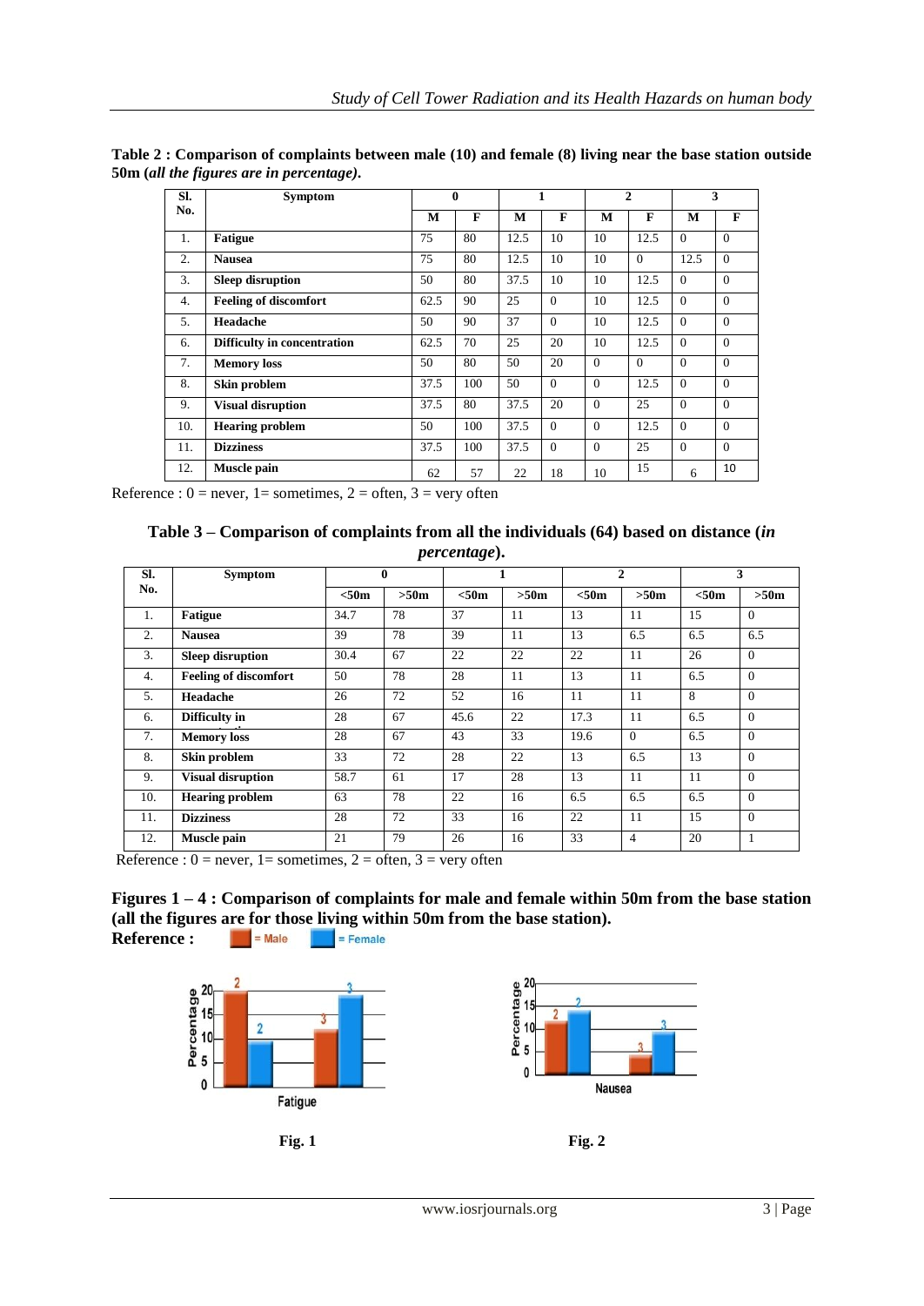**Table 2 : Comparison of complaints between male (10) and female (8) living near the base station outside 50m (*all the figures are in percentage)*.**

| Sl. No. | Symptom | 0 | | 1 | | 2 | | 3 | |
|---|---|---|---|---|---|---|---|---|---|
| | | M | F | M | F | M | F | M | F |
| 1. | **Fatigue** | 75 | 80 | 12.5 | 10 | 10 | 12.5 | 0 | 0 |
| 2. | **Nausea** | 75 | 80 | 12.5 | 10 | 10 | 0 | 12.5 | 0 |
| 3. | **Sleep disruption** | 50 | 80 | 37.5 | 10 | 10 | 12.5 | 0 | 0 |
| 4. | **Feeling of discomfort** | 62.5 | 90 | 25 | 0 | 10 | 12.5 | 0 | 0 |
| 5. | **Headache** | 50 | 90 | 37 | 0 | 10 | 12.5 | 0 | 0 |
| 6. | **Difficulty in concentration** | 62.5 | 70 | 25 | 20 | 10 | 12.5 | 0 | 0 |
| 7. | **Memory loss** | 50 | 80 | 50 | 20 | 0 | 0 | 0 | 0 |
| 8. | **Skin problem** | 37.5 | 100 | 50 | 0 | 0 | 12.5 | 0 | 0 |
| 9. | **Visual disruption** | 37.5 | 80 | 37.5 | 20 | 0 | 25 | 0 | 0 |
| 10. | **Hearing problem** | 50 | 100 | 37.5 | 0 | 0 | 12.5 | 0 | 0 |
| 11. | **Dizziness** | 37.5 | 100 | 37.5 | 0 | 0 | 25 | 0 | 0 |
| 12. | **Muscle pain** | 62 | 57 | 22 | 18 | 10 | 15 | 6 | 10 |

Reference : 0 = never, 1= sometimes, 2 = often, 3 = very often

**Table 3 – Comparison of complaints from all the individuals (64) based on distance (*in percentage*).**

| Sl. No. | Symptom | 0 | | 1 | | 2 | | 3 | |
|---|---|---|---|---|---|---|---|---|---|
| | | <50m | >50m | <50m | >50m | <50m | >50m | <50m | >50m |
| 1. | **Fatigue** | 34.7 | 78 | 37 | 11 | 13 | 11 | 15 | 0 |
| 2. | **Nausea** | 39 | 78 | 39 | 11 | 13 | 6.5 | 6.5 | 6.5 |
| 3. | **Sleep disruption** | 30.4 | 67 | 22 | 22 | 22 | 11 | 26 | 0 |
| 4. | **Feeling of discomfort** | 50 | 78 | 28 | 11 | 13 | 11 | 6.5 | 0 |
| 5. | **Headache** | 26 | 72 | 52 | 16 | 11 | 11 | 8 | 0 |
| 6. | **Difficulty in** | 28 | 67 | 45.6 | 22 | 17.3 | 11 | 6.5 | 0 |
| 7. | **Memory loss** | 28 | 67 | 43 | 33 | 19.6 | 0 | 6.5 | 0 |
| 8. | **Skin problem** | 33 | 72 | 28 | 22 | 13 | 6.5 | 13 | 0 |
| 9. | **Visual disruption** | 58.7 | 61 | 17 | 28 | 13 | 11 | 11 | 0 |
| 10. | **Hearing problem** | 63 | 78 | 22 | 16 | 6.5 | 6.5 | 6.5 | 0 |
| 11. | **Dizziness** | 28 | 72 | 33 | 16 | 22 | 11 | 15 | 0 |
| 12. | **Muscle pain** | 21 | 79 | 26 | 16 | 33 | 4 | 20 | 1 |

Reference : 0 = never, 1= sometimes, 2 = often, 3 = very often

**Figures 1 – 4 : Comparison of complaints for male and female within 50m from the base station (all the figures are for those living within 50m from the base station).**

**Reference :** = Male = Female

**Fig. 1**

**Fig. 2**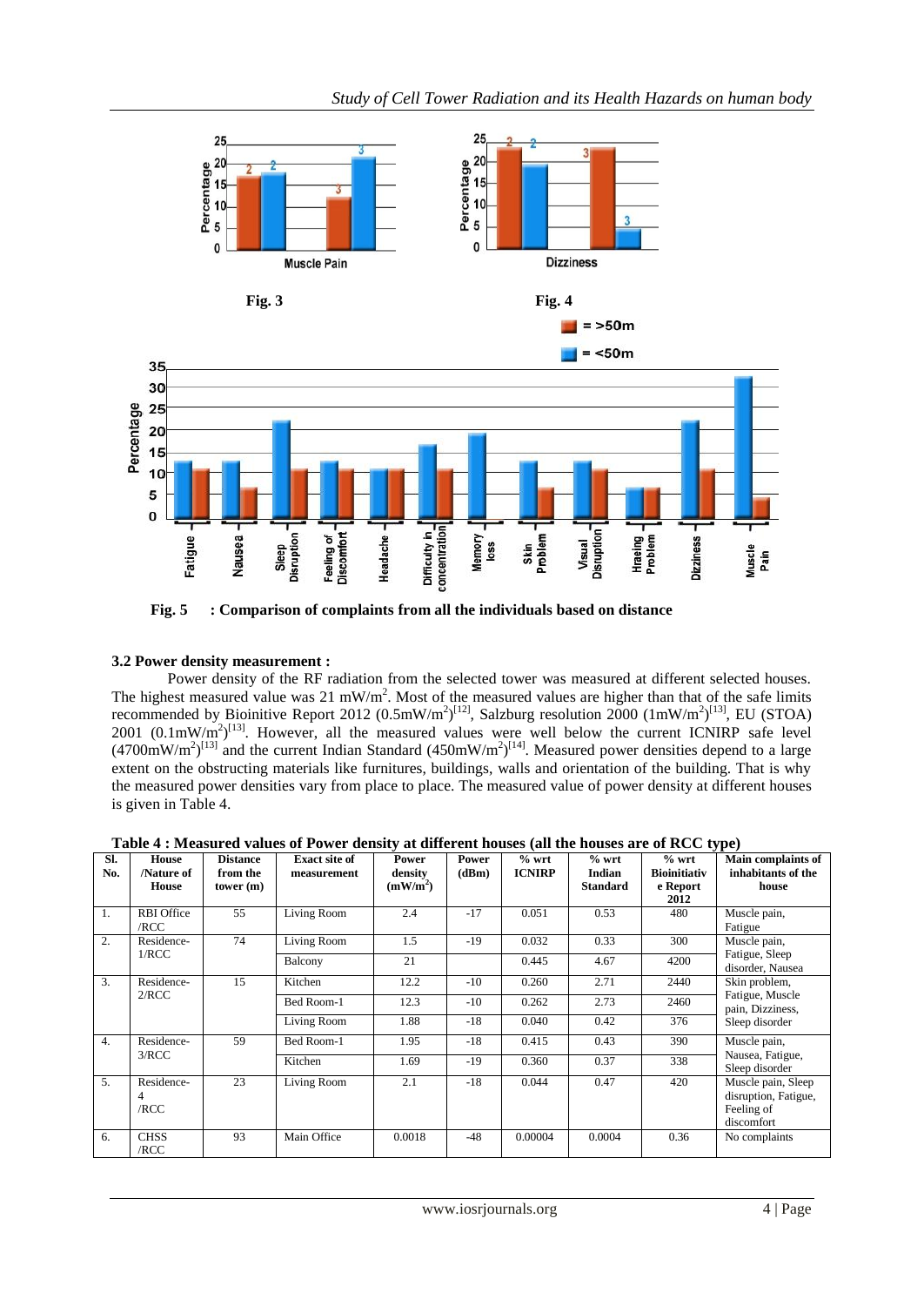Fig. 3

Fig. 4

Fig. 5 : Comparison of complaints from all the individuals based on distance

### 3.2 Power density measurement :

Power density of the RF radiation from the selected tower was measured at different selected houses. The highest measured value was 21 mW/m$^2$. Most of the measured values are higher than that of the safe limits recommended by Bioinitive Report 2012 (0.5mW/m$^2$)[12], Salzburg resolution 2000 (1mW/m$^2$)[13], EU (STOA) 2001 (0.1mW/m$^2$)[13]. However, all the measured values were well below the current ICNIRP safe level (4700mW/m$^2$)[13] and the current Indian Standard (450mW/m$^2$)[14]. Measured power densities depend to a large extent on the obstructing materials like furnitures, buildings, walls and orientation of the building. That is why the measured power densities vary from place to place. The measured value of power density at different houses is given in Table 4.

**Table 4 : Measured values of Power density at different houses (all the houses are of RCC type)**

| Sl. No. | House /Nature of House | Distance from the tower (m) | Exact site of measurement | Power density (mW/m$^2$) | Power (dBm) | % wrt ICNIRP | % wrt Indian Standard | % wrt Bioinitiative Report 2012 | Main complaints of inhabitants of the house |
|---|---|---|---|---|---|---|---|---|---|
| 1. | RBI Office /RCC | 55 | Living Room | 2.4 | -17 | 0.051 | 0.53 | 480 | Muscle pain, Fatigue |
| 2. | Residence-1/RCC | 74 | Living Room | 1.5 | -19 | 0.032 | 0.33 | 300 | Muscle pain, Fatigue, Sleep disorder, Nausea |
| | | | Balcony | 21 | | 0.445 | 4.67 | 4200 | |
| 3. | Residence-2/RCC | 15 | Kitchen | 12.2 | -10 | 0.260 | 2.71 | 2440 | Skin problem, Fatigue, Muscle pain, Dizziness, Sleep disorder |
| | | | Bed Room-1 | 12.3 | -10 | 0.262 | 2.73 | 2460 | |
| | | | Living Room | 1.88 | -18 | 0.040 | 0.42 | 376 | |
| 4. | Residence-3/RCC | 59 | Bed Room-1 | 1.95 | -18 | 0.415 | 0.43 | 390 | Muscle pain, Nausea, Fatigue, Sleep disorder |
| | | | Kitchen | 1.69 | -19 | 0.360 | 0.37 | 338 | |
| 5. | Residence-4 /RCC | 23 | Living Room | 2.1 | -18 | 0.044 | 0.47 | 420 | Muscle pain, Sleep disruption, Fatigue, Feeling of discomfort |
| 6. | CHSS /RCC | 93 | Main Office | 0.0018 | -48 | 0.00004 | 0.0004 | 0.36 | No complaints |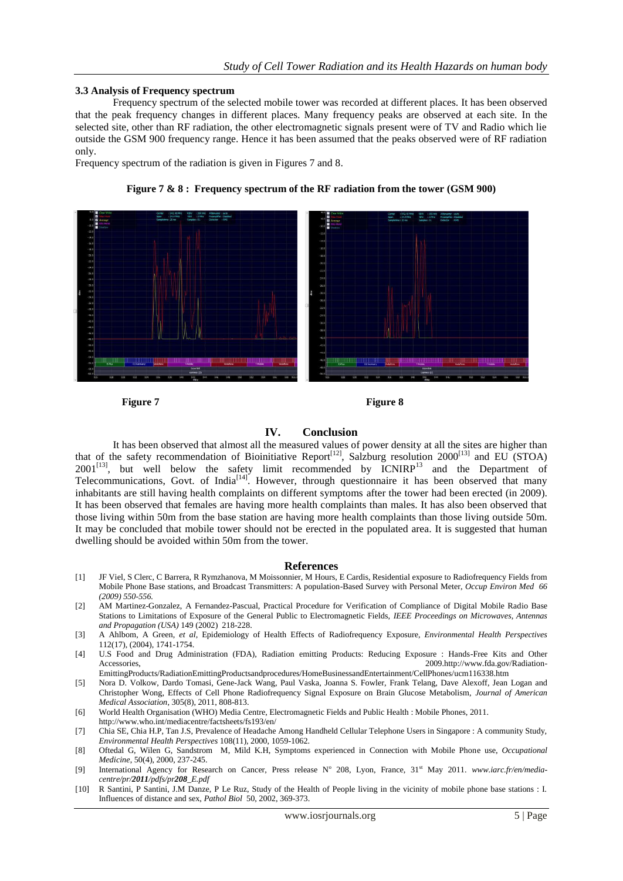### 3.3 Analysis of Frequency spectrum

Frequency spectrum of the selected mobile tower was recorded at different places. It has been observed that the peak frequency changes in different places. Many frequency peaks are observed at each site. In the selected site, other than RF radiation, the other electromagnetic signals present were of TV and Radio which lie outside the GSM 900 frequency range. Hence it has been assumed that the peaks observed were of RF radiation only.

Frequency spectrum of the radiation is given in Figures 7 and 8.

**Figure 7 & 8 : Frequency spectrum of the RF radiation from the tower (GSM 900)**

**Figure 7**

**Figure 8**

## IV. Conclusion

It has been observed that almost all the measured values of power density at all the sites are higher than that of the safety recommendation of Bioinitiative Report[12], Salzburg resolution 2000[13] and EU (STOA) 2001[13], but well below the safety limit recommended by ICNIRP[13] and the Department of Telecommunications, Govt. of India[14]. However, through questionnaire it has been observed that many inhabitants are still having health complaints on different symptoms after the tower had been erected (in 2009). It has been observed that females are having more health complaints than males. It has also been observed that those living within 50m from the base station are having more health complaints than those living outside 50m. It may be concluded that mobile tower should not be erected in the populated area. It is suggested that human dwelling should be avoided within 50m from the tower.

## References

[1] JF Viel, S Clerc, C Barrera, R Rymzhanova, M Moissonnier, M Hours, E Cardis, Residential exposure to Radiofrequency Fields from Mobile Phone Base stations, and Broadcast Transmitters: A population-Based Survey with Personal Meter, *Occup Environ Med 66 (2009) 550-556.*

[2] AM Martinez-Gonzalez, A Fernandez-Pascual, Practical Procedure for Verification of Compliance of Digital Mobile Radio Base Stations to Limitations of Exposure of the General Public to Electromagnetic Fields, *IEEE Proceedings on Microwaves, Antennas and Propagation (USA)* 149 (2002) 218-228.

[3] A Ahlbom, A Green, *et al*, Epidemiology of Health Effects of Radiofrequency Exposure, *Environmental Health Perspectives* 112(17), (2004), 1741-1754.

[4] U.S Food and Drug Administration (FDA), Radiation emitting Products: Reducing Exposure : Hands-Free Kits and Other Accessories, 2009.http://www.fda.gov/Radiation-EmittingProducts/RadiationEmittingProductsandprocedures/HomeBusinessandEntertainment/CellPhones/ucm116338.htm

[5] Nora D. Volkow, Dardo Tomasi, Gene-Jack Wang, Paul Vaska, Joanna S. Fowler, Frank Telang, Dave Alexoff, Jean Logan and Christopher Wong, Effects of Cell Phone Radiofrequency Signal Exposure on Brain Glucose Metabolism, *Journal of American Medical Association*, 305(8), 2011, 808-813.

[6] World Health Organisation (WHO) Media Centre, Electromagnetic Fields and Public Health : Mobile Phones, 2011. http://www.who.int/mediacentre/factsheets/fs193/en/

[7] Chia SE, Chia H.P, Tan J.S, Prevalence of Headache Among Handheld Cellular Telephone Users in Singapore : A community Study, *Environmental Health Perspectives* 108(11), 2000, 1059-1062.

[8] Oftedal G, Wilen G, Sandstrom M, Mild K.H, Symptoms experienced in Connection with Mobile Phone use, *Occupational Medicine*, 50(4), 2000, 237-245.

[9] International Agency for Research on Cancer, Press release N° 208, Lyon, France, 31st May 2011. *www.iarc.fr/en/media-centre/pr/**2011**/pdfs/pr**208**_E.pdf*

[10] R Santini, P Santini, J.M Danze, P Le Ruz, Study of the Health of People living in the vicinity of mobile phone base stations : I. Influences of distance and sex, *Pathol Biol* 50, 2002, 369-373.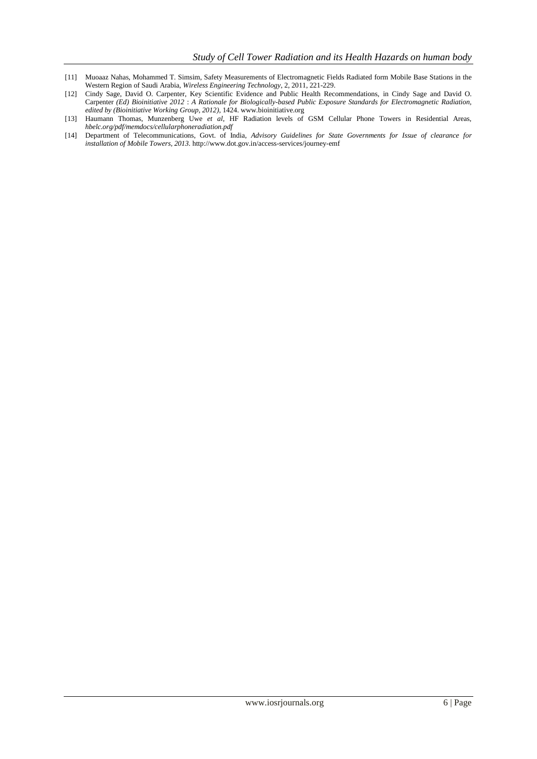[11] Muoaaz Nahas, Mohammed T. Simsim, Safety Measurements of Electromagnetic Fields Radiated form Mobile Base Stations in the Western Region of Saudi Arabia, *Wireless Engineering Technology*, 2, 2011, 221-229.

[12] Cindy Sage, David O. Carpenter, Key Scientific Evidence and Public Health Recommendations, in Cindy Sage and David O. Carpenter *(Ed) Bioinitiative 2012* : *A Rationale for Biologically-based Public Exposure Standards for Electromagnetic Radiation, edited by (Bioinitiative Working Group, 2012)*, 1424. www.bioinitiative.org

[13] Haumann Thomas, Munzenberg Uwe *et al*, HF Radiation levels of GSM Cellular Phone Towers in Residential Areas, *hbelc.org/pdf/memdocs/cellularphoneradiation.pdf*

[14] Department of Telecommunications, Govt. of India, *Advisory Guidelines for State Governments for Issue of clearance for installation of Mobile Towers, 2013*. http://www.dot.gov.in/access-services/journey-emf